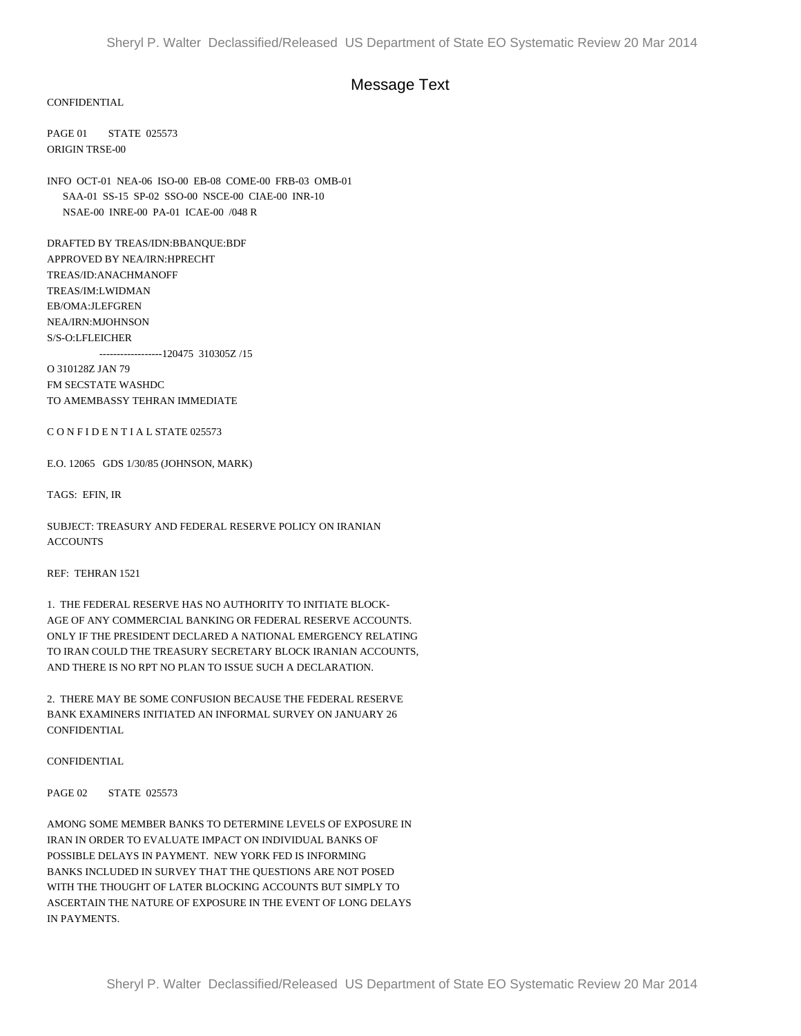# Message Text

CONFIDENTIAL

PAGE 01 STATE 025573
ORIGIN TRSE-00

INFO OCT-01 NEA-06 ISO-00 EB-08 COME-00 FRB-03 OMB-01
SAA-01 SS-15 SP-02 SSO-00 NSCE-00 CIAE-00 INR-10
NSAE-00 INRE-00 PA-01 ICAE-00 /048 R

DRAFTED BY TREAS/IDN:BBANQUE:BDF
APPROVED BY NEA/IRN:HPRECHT
TREAS/ID:ANACHMANOFF
TREAS/IM:LWIDMAN
EB/OMA:JLEFGREN
NEA/IRN:MJOHNSON
S/S-O:LFLEICHER
------------------120475 310305Z /15
O 310128Z JAN 79
FM SECSTATE WASHDC
TO AMEMBASSY TEHRAN IMMEDIATE

C O N F I D E N T I A L STATE 025573

E.O. 12065 GDS 1/30/85 (JOHNSON, MARK)

TAGS: EFIN, IR

SUBJECT: TREASURY AND FEDERAL RESERVE POLICY ON IRANIAN ACCOUNTS

REF: TEHRAN 1521

1. THE FEDERAL RESERVE HAS NO AUTHORITY TO INITIATE BLOCKAGE OF ANY COMMERCIAL BANKING OR FEDERAL RESERVE ACCOUNTS. ONLY IF THE PRESIDENT DECLARED A NATIONAL EMERGENCY RELATING TO IRAN COULD THE TREASURY SECRETARY BLOCK IRANIAN ACCOUNTS, AND THERE IS NO RPT NO PLAN TO ISSUE SUCH A DECLARATION.

2. THERE MAY BE SOME CONFUSION BECAUSE THE FEDERAL RESERVE BANK EXAMINERS INITIATED AN INFORMAL SURVEY ON JANUARY 26

CONFIDENTIAL

CONFIDENTIAL

PAGE 02 STATE 025573

AMONG SOME MEMBER BANKS TO DETERMINE LEVELS OF EXPOSURE IN IRAN IN ORDER TO EVALUATE IMPACT ON INDIVIDUAL BANKS OF POSSIBLE DELAYS IN PAYMENT. NEW YORK FED IS INFORMING BANKS INCLUDED IN SURVEY THAT THE QUESTIONS ARE NOT POSED WITH THE THOUGHT OF LATER BLOCKING ACCOUNTS BUT SIMPLY TO ASCERTAIN THE NATURE OF EXPOSURE IN THE EVENT OF LONG DELAYS IN PAYMENTS.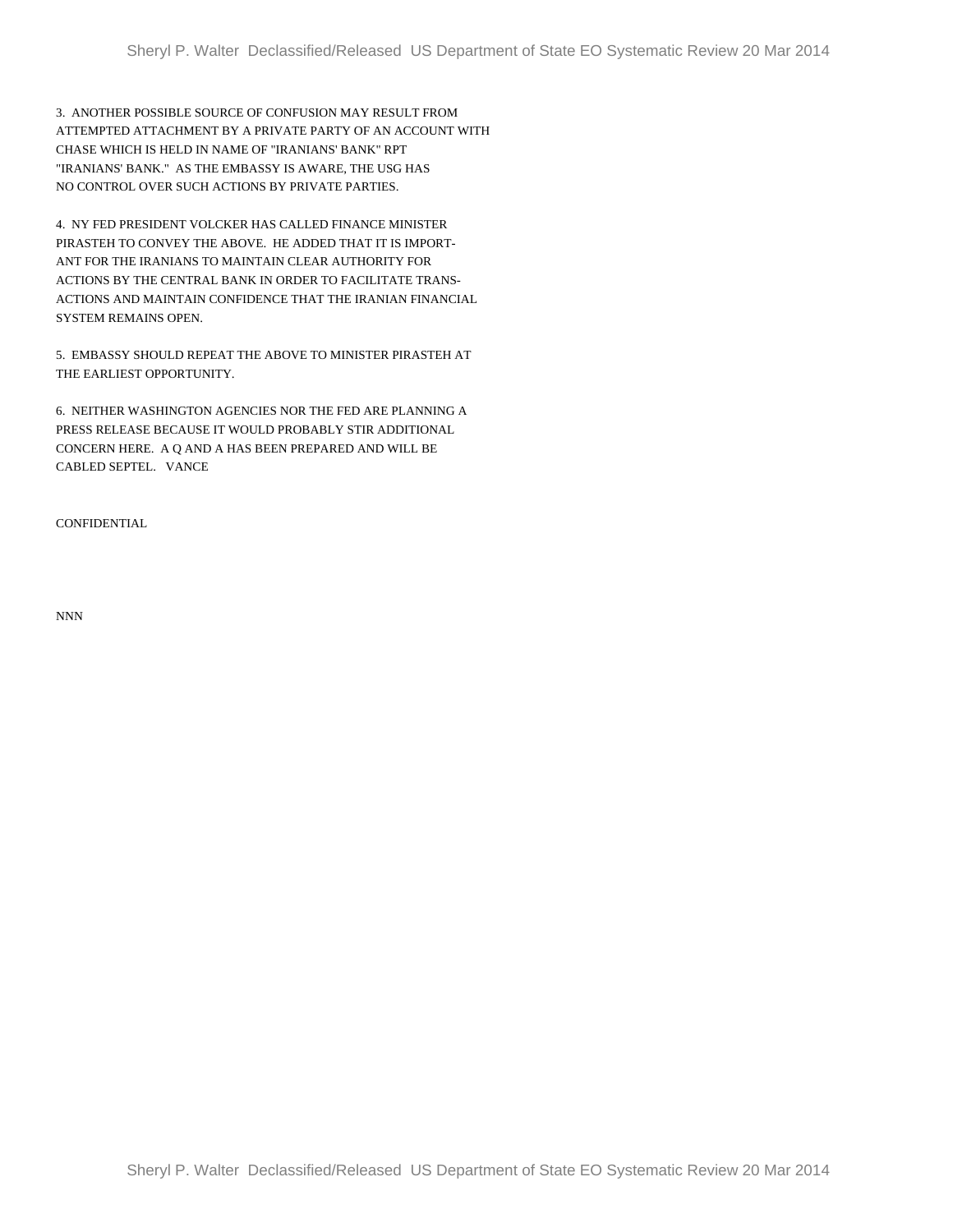3. ANOTHER POSSIBLE SOURCE OF CONFUSION MAY RESULT FROM ATTEMPTED ATTACHMENT BY A PRIVATE PARTY OF AN ACCOUNT WITH CHASE WHICH IS HELD IN NAME OF "IRANIANS' BANK" RPT "IRANIANS' BANK." AS THE EMBASSY IS AWARE, THE USG HAS NO CONTROL OVER SUCH ACTIONS BY PRIVATE PARTIES.

4. NY FED PRESIDENT VOLCKER HAS CALLED FINANCE MINISTER PIRASTEH TO CONVEY THE ABOVE. HE ADDED THAT IT IS IMPORTANT FOR THE IRANIANS TO MAINTAIN CLEAR AUTHORITY FOR ACTIONS BY THE CENTRAL BANK IN ORDER TO FACILITATE TRANSACTIONS AND MAINTAIN CONFIDENCE THAT THE IRANIAN FINANCIAL SYSTEM REMAINS OPEN.

5. EMBASSY SHOULD REPEAT THE ABOVE TO MINISTER PIRASTEH AT THE EARLIEST OPPORTUNITY.

6. NEITHER WASHINGTON AGENCIES NOR THE FED ARE PLANNING A PRESS RELEASE BECAUSE IT WOULD PROBABLY STIR ADDITIONAL CONCERN HERE. A Q AND A HAS BEEN PREPARED AND WILL BE CABLED SEPTEL. VANCE

CONFIDENTIAL

NNN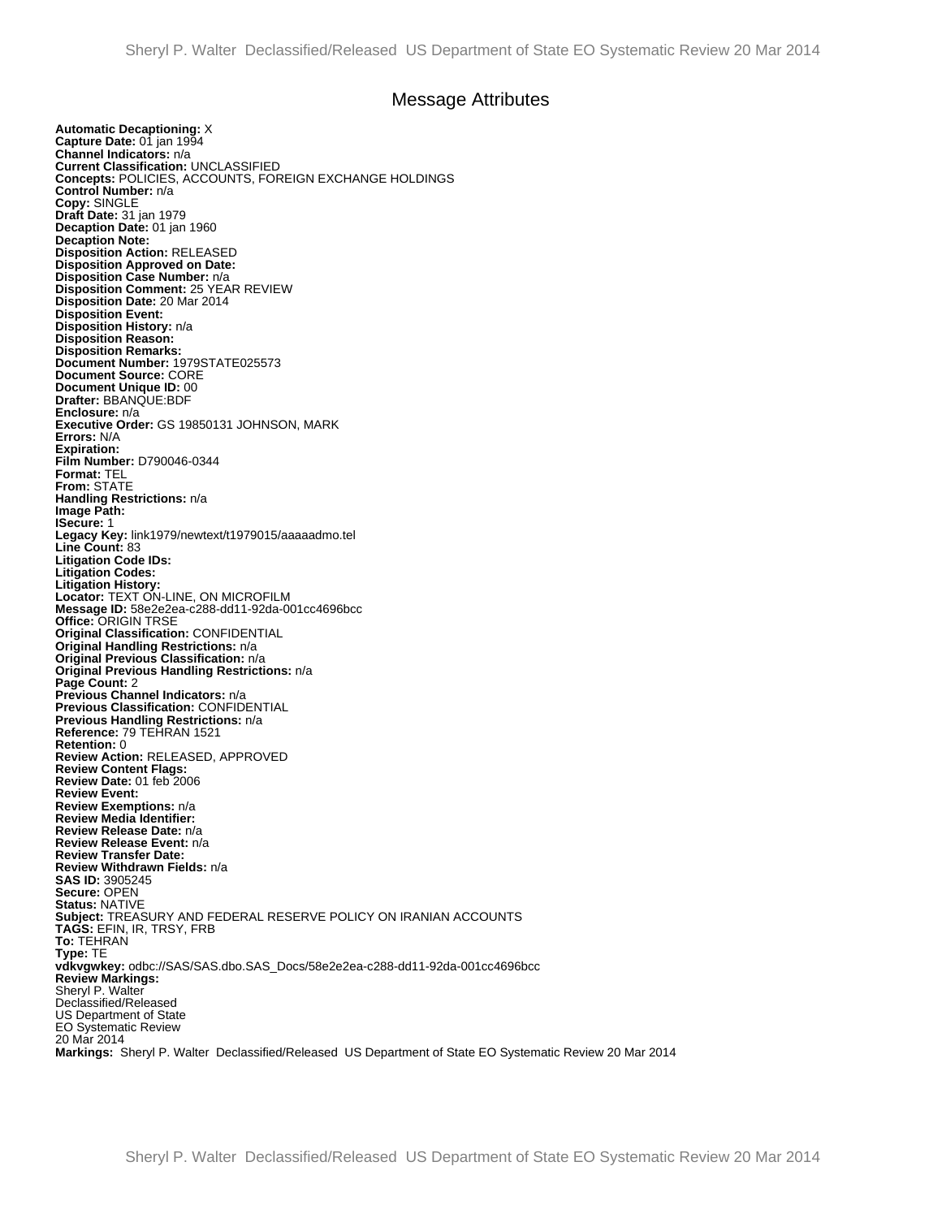# Message Attributes

**Automatic Decaptioning:** X
**Capture Date:** 01 jan 1994
**Channel Indicators:** n/a
**Current Classification:** UNCLASSIFIED
**Concepts:** POLICIES, ACCOUNTS, FOREIGN EXCHANGE HOLDINGS
**Control Number:** n/a
**Copy:** SINGLE
**Draft Date:** 31 jan 1979
**Decaption Date:** 01 jan 1960
**Decaption Note:**
**Disposition Action:** RELEASED
**Disposition Approved on Date:**
**Disposition Case Number:** n/a
**Disposition Comment:** 25 YEAR REVIEW
**Disposition Date:** 20 Mar 2014
**Disposition Event:**
**Disposition History:** n/a
**Disposition Reason:**
**Disposition Remarks:**
**Document Number:** 1979STATE025573
**Document Source:** CORE
**Document Unique ID:** 00
**Drafter:** BBANQUE:BDF
**Enclosure:** n/a
**Executive Order:** GS 19850131 JOHNSON, MARK
**Errors:** N/A
**Expiration:**
**Film Number:** D790046-0344
**Format:** TEL
**From:** STATE
**Handling Restrictions:** n/a
**Image Path:**
**ISecure:** 1
**Legacy Key:** link1979/newtext/t1979015/aaaaadmo.tel
**Line Count:** 83
**Litigation Code IDs:**
**Litigation Codes:**
**Litigation History:**
**Locator:** TEXT ON-LINE, ON MICROFILM
**Message ID:** 58e2e2ea-c288-dd11-92da-001cc4696bcc
**Office:** ORIGIN TRSE
**Original Classification:** CONFIDENTIAL
**Original Handling Restrictions:** n/a
**Original Previous Classification:** n/a
**Original Previous Handling Restrictions:** n/a
**Page Count:** 2
**Previous Channel Indicators:** n/a
**Previous Classification:** CONFIDENTIAL
**Previous Handling Restrictions:** n/a
**Reference:** 79 TEHRAN 1521
**Retention:** 0
**Review Action:** RELEASED, APPROVED
**Review Content Flags:**
**Review Date:** 01 feb 2006
**Review Event:**
**Review Exemptions:** n/a
**Review Media Identifier:**
**Review Release Date:** n/a
**Review Release Event:** n/a
**Review Transfer Date:**
**Review Withdrawn Fields:** n/a
**SAS ID:** 3905245
**Secure:** OPEN
**Status:** NATIVE
**Subject:** TREASURY AND FEDERAL RESERVE POLICY ON IRANIAN ACCOUNTS
**TAGS:** EFIN, IR, TRSY, FRB
**To:** TEHRAN
**Type:** TE
**vdkvgwkey:** odbc://SAS/SAS.dbo.SAS_Docs/58e2e2ea-c288-dd11-92da-001cc4696bcc
**Review Markings:**
Sheryl P. Walter
Declassified/Released
US Department of State
EO Systematic Review
20 Mar 2014
**Markings:** Sheryl P. Walter Declassified/Released US Department of State EO Systematic Review 20 Mar 2014